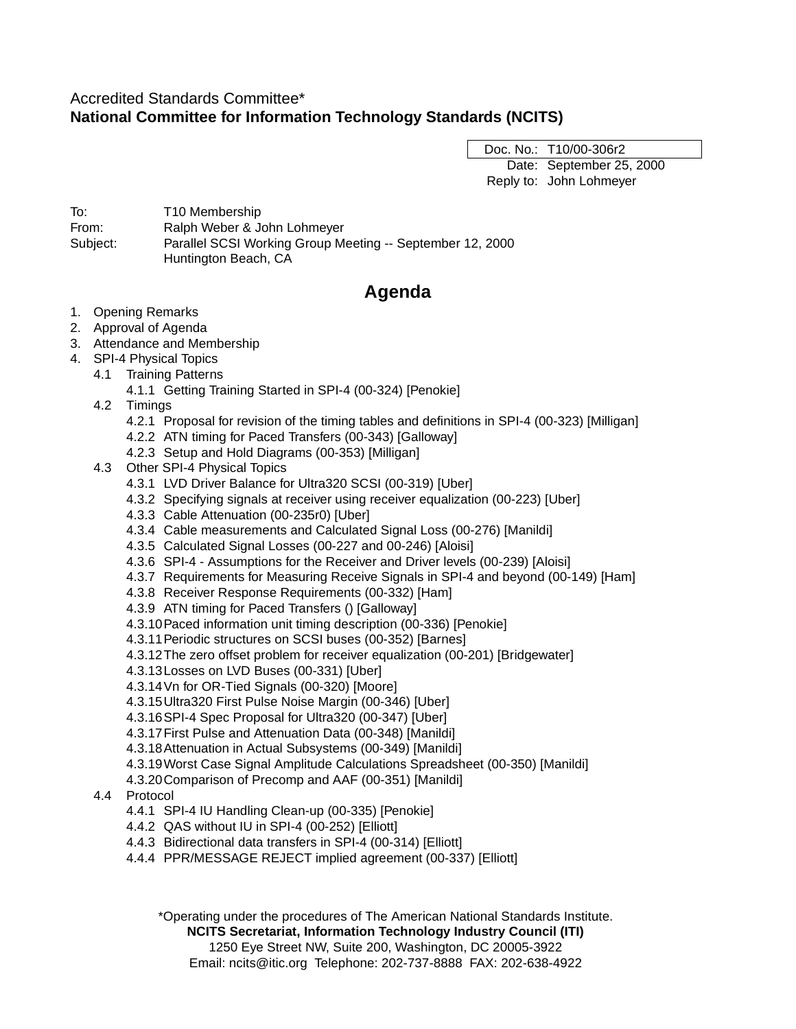Accredited Standards Committee*
**National Committee for Information Technology Standards (NCITS)**

| | |
|---|---|
| Doc. No.: | T10/00-306r2 |
| Date: | September 25, 2000 |
| Reply to: | John Lohmeyer |

To: T10 Membership
From: Ralph Weber & John Lohmeyer
Subject: Parallel SCSI Working Group Meeting -- September 12, 2000
Huntington Beach, CA

# Agenda

1. Opening Remarks
2. Approval of Agenda
3. Attendance and Membership
4. SPI-4 Physical Topics
   - 4.1 Training Patterns
     - 4.1.1 Getting Training Started in SPI-4 (00-324) [Penokie]
   - 4.2 Timings
     - 4.2.1 Proposal for revision of the timing tables and definitions in SPI-4 (00-323) [Milligan]
     - 4.2.2 ATN timing for Paced Transfers (00-343) [Galloway]
     - 4.2.3 Setup and Hold Diagrams (00-353) [Milligan]
   - 4.3 Other SPI-4 Physical Topics
     - 4.3.1 LVD Driver Balance for Ultra320 SCSI (00-319) [Uber]
     - 4.3.2 Specifying signals at receiver using receiver equalization (00-223) [Uber]
     - 4.3.3 Cable Attenuation (00-235r0) [Uber]
     - 4.3.4 Cable measurements and Calculated Signal Loss (00-276) [Manildi]
     - 4.3.5 Calculated Signal Losses (00-227 and 00-246) [Aloisi]
     - 4.3.6 SPI-4 - Assumptions for the Receiver and Driver levels (00-239) [Aloisi]
     - 4.3.7 Requirements for Measuring Receive Signals in SPI-4 and beyond (00-149) [Ham]
     - 4.3.8 Receiver Response Requirements (00-332) [Ham]
     - 4.3.9 ATN timing for Paced Transfers () [Galloway]
     - 4.3.10 Paced information unit timing description (00-336) [Penokie]
     - 4.3.11 Periodic structures on SCSI buses (00-352) [Barnes]
     - 4.3.12 The zero offset problem for receiver equalization (00-201) [Bridgewater]
     - 4.3.13 Losses on LVD Buses (00-331) [Uber]
     - 4.3.14 Vn for OR-Tied Signals (00-320) [Moore]
     - 4.3.15 Ultra320 First Pulse Noise Margin (00-346) [Uber]
     - 4.3.16 SPI-4 Spec Proposal for Ultra320 (00-347) [Uber]
     - 4.3.17 First Pulse and Attenuation Data (00-348) [Manildi]
     - 4.3.18 Attenuation in Actual Subsystems (00-349) [Manildi]
     - 4.3.19 Worst Case Signal Amplitude Calculations Spreadsheet (00-350) [Manildi]
     - 4.3.20 Comparison of Precomp and AAF (00-351) [Manildi]
   - 4.4 Protocol
     - 4.4.1 SPI-4 IU Handling Clean-up (00-335) [Penokie]
     - 4.4.2 QAS without IU in SPI-4 (00-252) [Elliott]
     - 4.4.3 Bidirectional data transfers in SPI-4 (00-314) [Elliott]
     - 4.4.4 PPR/MESSAGE REJECT implied agreement (00-337) [Elliott]

*Operating under the procedures of The American National Standards Institute.
**NCITS Secretariat, Information Technology Industry Council (ITI)**
1250 Eye Street NW, Suite 200, Washington, DC 20005-3922
Email: ncits@itic.org Telephone: 202-737-8888 FAX: 202-638-4922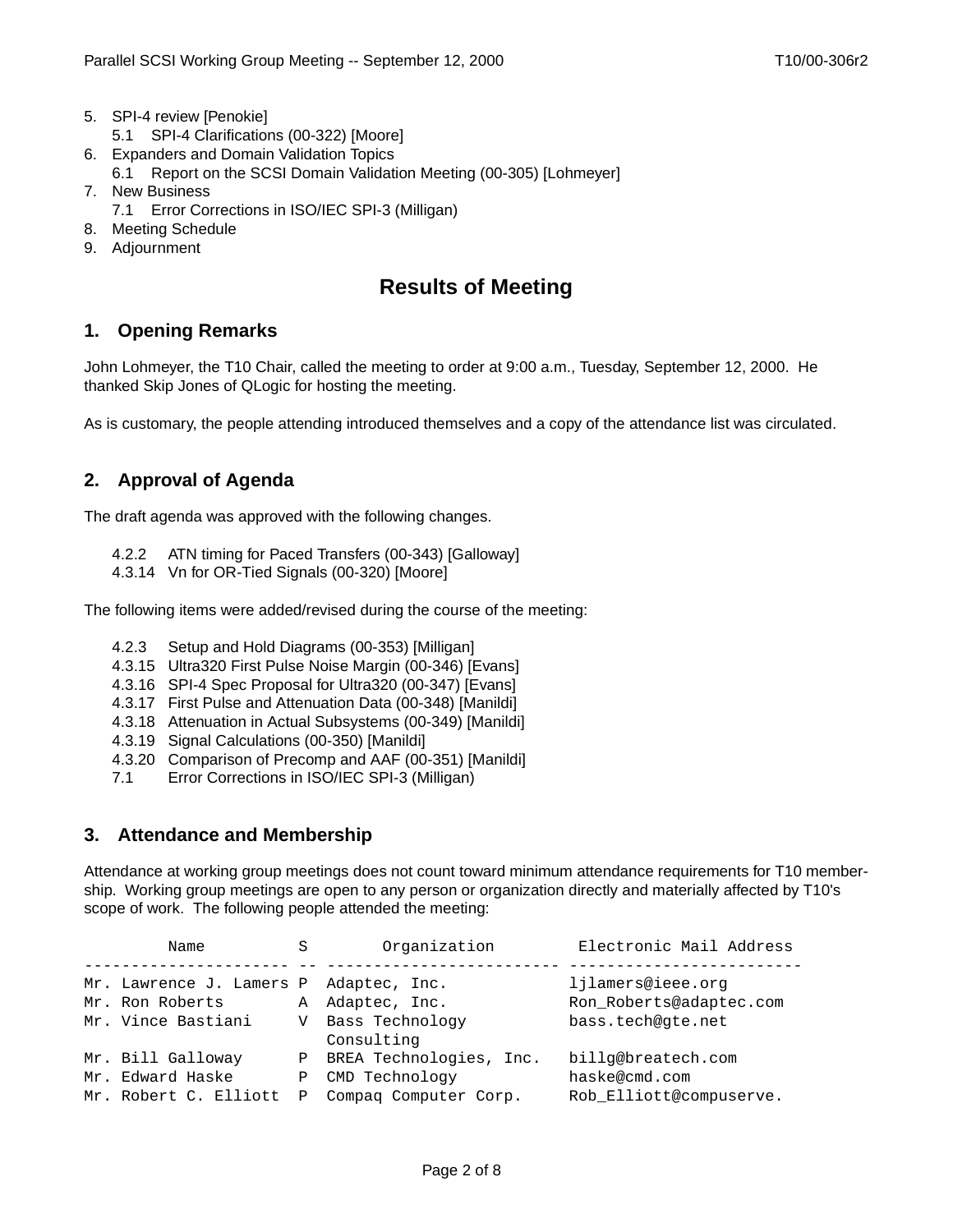5. SPI-4 review [Penokie]
   5.1 SPI-4 Clarifications (00-322) [Moore]
6. Expanders and Domain Validation Topics
   6.1 Report on the SCSI Domain Validation Meeting (00-305) [Lohmeyer]
7. New Business
   7.1 Error Corrections in ISO/IEC SPI-3 (Milligan)
8. Meeting Schedule
9. Adjournment

# Results of Meeting

## 1. Opening Remarks

John Lohmeyer, the T10 Chair, called the meeting to order at 9:00 a.m., Tuesday, September 12, 2000. He thanked Skip Jones of QLogic for hosting the meeting.

As is customary, the people attending introduced themselves and a copy of the attendance list was circulated.

## 2. Approval of Agenda

The draft agenda was approved with the following changes.

- 4.2.2 ATN timing for Paced Transfers (00-343) [Galloway]
- 4.3.14 Vn for OR-Tied Signals (00-320) [Moore]

The following items were added/revised during the course of the meeting:

- 4.2.3 Setup and Hold Diagrams (00-353) [Milligan]
- 4.3.15 Ultra320 First Pulse Noise Margin (00-346) [Evans]
- 4.3.16 SPI-4 Spec Proposal for Ultra320 (00-347) [Evans]
- 4.3.17 First Pulse and Attenuation Data (00-348) [Manildi]
- 4.3.18 Attenuation in Actual Subsystems (00-349) [Manildi]
- 4.3.19 Signal Calculations (00-350) [Manildi]
- 4.3.20 Comparison of Precomp and AAF (00-351) [Manildi]
- 7.1 Error Corrections in ISO/IEC SPI-3 (Milligan)

## 3. Attendance and Membership

Attendance at working group meetings does not count toward minimum attendance requirements for T10 membership. Working group meetings are open to any person or organization directly and materially affected by T10's scope of work. The following people attended the meeting:

| Name | S | Organization | Electronic Mail Address |
|---|---|---|---|
| Mr. Lawrence J. Lamers | P | Adaptec, Inc. | ljlamers@ieee.org |
| Mr. Ron Roberts | A | Adaptec, Inc. | Ron_Roberts@adaptec.com |
| Mr. Vince Bastiani | V | Bass Technology Consulting | bass.tech@gte.net |
| Mr. Bill Galloway | P | BREA Technologies, Inc. | billg@breatech.com |
| Mr. Edward Haske | P | CMD Technology | haske@cmd.com |
| Mr. Robert C. Elliott | P | Compaq Computer Corp. | Rob_Elliott@compuserve. |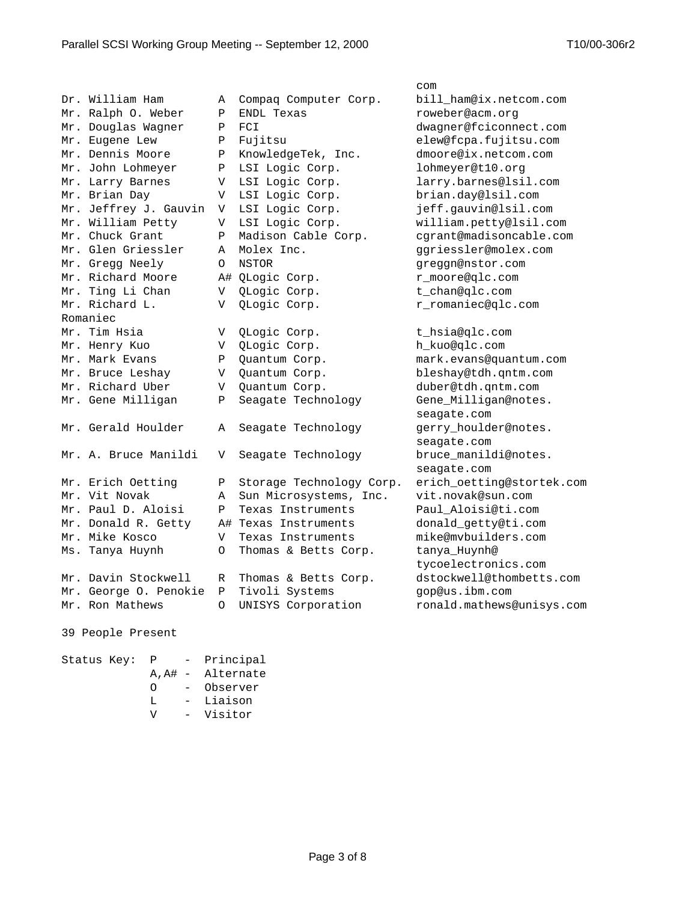| | | | |
|---|---|---|---|
| | | | com |
| Dr. William Ham | A | Compaq Computer Corp. | bill_ham@ix.netcom.com |
| Mr. Ralph O. Weber | P | ENDL Texas | roweber@acm.org |
| Mr. Douglas Wagner | P | FCI | dwagner@fciconnect.com |
| Mr. Eugene Lew | P | Fujitsu | elew@fcpa.fujitsu.com |
| Mr. Dennis Moore | P | KnowledgeTek, Inc. | dmoore@ix.netcom.com |
| Mr. John Lohmeyer | P | LSI Logic Corp. | lohmeyer@t10.org |
| Mr. Larry Barnes | V | LSI Logic Corp. | larry.barnes@lsil.com |
| Mr. Brian Day | V | LSI Logic Corp. | brian.day@lsil.com |
| Mr. Jeffrey J. Gauvin | V | LSI Logic Corp. | jeff.gauvin@lsil.com |
| Mr. William Petty | V | LSI Logic Corp. | william.petty@lsil.com |
| Mr. Chuck Grant | P | Madison Cable Corp. | cgrant@madisoncable.com |
| Mr. Glen Griessler | A | Molex Inc. | ggriessler@molex.com |
| Mr. Gregg Neely | O | NSTOR | greggn@nstor.com |
| Mr. Richard Moore | A# | QLogic Corp. | r_moore@qlc.com |
| Mr. Ting Li Chan | V | QLogic Corp. | t_chan@qlc.com |
| Mr. Richard L. Romaniec | V | QLogic Corp. | r_romaniec@qlc.com |
| Mr. Tim Hsia | V | QLogic Corp. | t_hsia@qlc.com |
| Mr. Henry Kuo | V | QLogic Corp. | h_kuo@qlc.com |
| Mr. Mark Evans | P | Quantum Corp. | mark.evans@quantum.com |
| Mr. Bruce Leshay | V | Quantum Corp. | bleshay@tdh.qntm.com |
| Mr. Richard Uber | V | Quantum Corp. | duber@tdh.qntm.com |
| Mr. Gene Milligan | P | Seagate Technology | Gene_Milligan@notes.seagate.com |
| Mr. Gerald Houlder | A | Seagate Technology | gerry_houlder@notes.seagate.com |
| Mr. A. Bruce Manildi | V | Seagate Technology | bruce_manildi@notes.seagate.com |
| Mr. Erich Oetting | P | Storage Technology Corp. | erich_oetting@stortek.com |
| Mr. Vit Novak | A | Sun Microsystems, Inc. | vit.novak@sun.com |
| Mr. Paul D. Aloisi | P | Texas Instruments | Paul_Aloisi@ti.com |
| Mr. Donald R. Getty | A# | Texas Instruments | donald_getty@ti.com |
| Mr. Mike Kosco | V | Texas Instruments | mike@mvbuilders.com |
| Ms. Tanya Huynh | O | Thomas & Betts Corp. | tanya_Huynh@tycoelectronics.com |
| Mr. Davin Stockwell | R | Thomas & Betts Corp. | dstockwell@thombetts.com |
| Mr. George O. Penokie | P | Tivoli Systems | gop@us.ibm.com |
| Mr. Ron Mathews | O | UNISYS Corporation | ronald.mathews@unisys.com |

39 People Present

```
Status Key:  P     -  Principal
             A,A#  -  Alternate
             O     -  Observer
             L     -  Liaison
             V     -  Visitor
```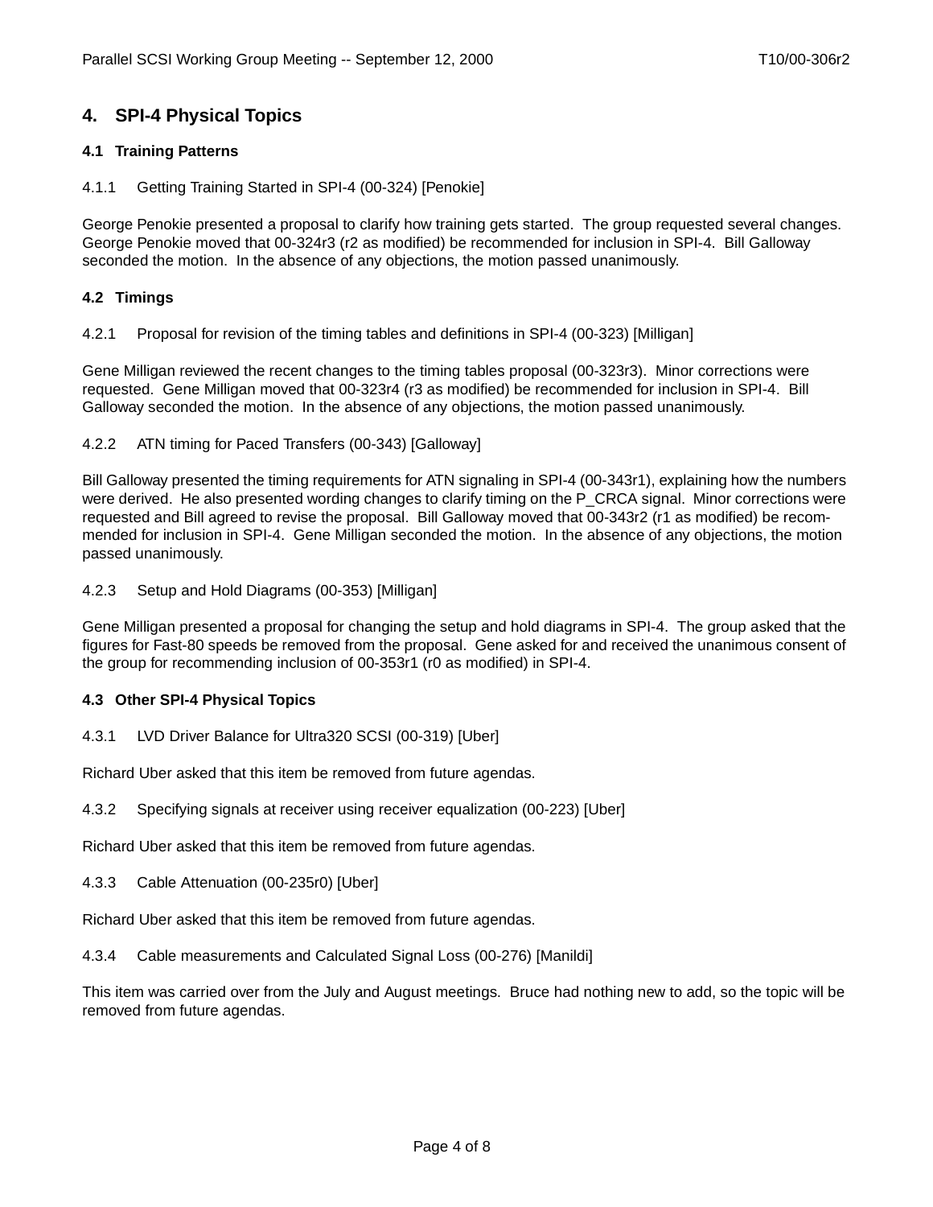## 4. SPI-4 Physical Topics

### 4.1 Training Patterns

4.1.1 Getting Training Started in SPI-4 (00-324) [Penokie]

George Penokie presented a proposal to clarify how training gets started. The group requested several changes. George Penokie moved that 00-324r3 (r2 as modified) be recommended for inclusion in SPI-4. Bill Galloway seconded the motion. In the absence of any objections, the motion passed unanimously.

### 4.2 Timings

4.2.1 Proposal for revision of the timing tables and definitions in SPI-4 (00-323) [Milligan]

Gene Milligan reviewed the recent changes to the timing tables proposal (00-323r3). Minor corrections were requested. Gene Milligan moved that 00-323r4 (r3 as modified) be recommended for inclusion in SPI-4. Bill Galloway seconded the motion. In the absence of any objections, the motion passed unanimously.

4.2.2 ATN timing for Paced Transfers (00-343) [Galloway]

Bill Galloway presented the timing requirements for ATN signaling in SPI-4 (00-343r1), explaining how the numbers were derived. He also presented wording changes to clarify timing on the P_CRCA signal. Minor corrections were requested and Bill agreed to revise the proposal. Bill Galloway moved that 00-343r2 (r1 as modified) be recommended for inclusion in SPI-4. Gene Milligan seconded the motion. In the absence of any objections, the motion passed unanimously.

4.2.3 Setup and Hold Diagrams (00-353) [Milligan]

Gene Milligan presented a proposal for changing the setup and hold diagrams in SPI-4. The group asked that the figures for Fast-80 speeds be removed from the proposal. Gene asked for and received the unanimous consent of the group for recommending inclusion of 00-353r1 (r0 as modified) in SPI-4.

### 4.3 Other SPI-4 Physical Topics

4.3.1 LVD Driver Balance for Ultra320 SCSI (00-319) [Uber]

Richard Uber asked that this item be removed from future agendas.

4.3.2 Specifying signals at receiver using receiver equalization (00-223) [Uber]

Richard Uber asked that this item be removed from future agendas.

4.3.3 Cable Attenuation (00-235r0) [Uber]

Richard Uber asked that this item be removed from future agendas.

4.3.4 Cable measurements and Calculated Signal Loss (00-276) [Manildi]

This item was carried over from the July and August meetings. Bruce had nothing new to add, so the topic will be removed from future agendas.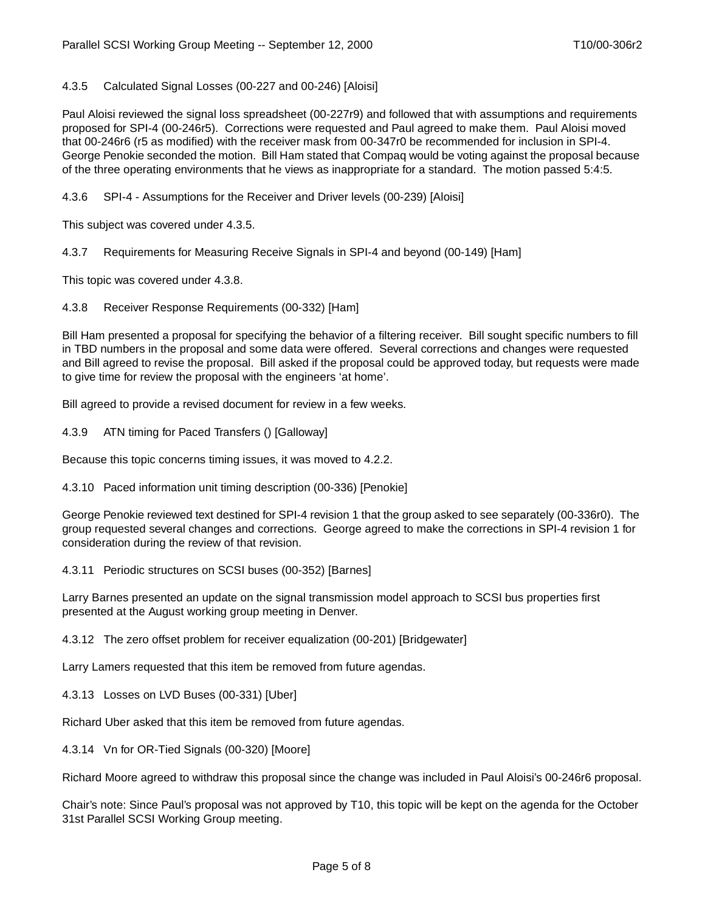### 4.3.5 Calculated Signal Losses (00-227 and 00-246) [Aloisi]

Paul Aloisi reviewed the signal loss spreadsheet (00-227r9) and followed that with assumptions and requirements proposed for SPI-4 (00-246r5). Corrections were requested and Paul agreed to make them. Paul Aloisi moved that 00-246r6 (r5 as modified) with the receiver mask from 00-347r0 be recommended for inclusion in SPI-4. George Penokie seconded the motion. Bill Ham stated that Compaq would be voting against the proposal because of the three operating environments that he views as inappropriate for a standard. The motion passed 5:4:5.

### 4.3.6 SPI-4 - Assumptions for the Receiver and Driver levels (00-239) [Aloisi]

This subject was covered under 4.3.5.

### 4.3.7 Requirements for Measuring Receive Signals in SPI-4 and beyond (00-149) [Ham]

This topic was covered under 4.3.8.

### 4.3.8 Receiver Response Requirements (00-332) [Ham]

Bill Ham presented a proposal for specifying the behavior of a filtering receiver. Bill sought specific numbers to fill in TBD numbers in the proposal and some data were offered. Several corrections and changes were requested and Bill agreed to revise the proposal. Bill asked if the proposal could be approved today, but requests were made to give time for review the proposal with the engineers 'at home'.

Bill agreed to provide a revised document for review in a few weeks.

### 4.3.9 ATN timing for Paced Transfers () [Galloway]

Because this topic concerns timing issues, it was moved to 4.2.2.

### 4.3.10 Paced information unit timing description (00-336) [Penokie]

George Penokie reviewed text destined for SPI-4 revision 1 that the group asked to see separately (00-336r0). The group requested several changes and corrections. George agreed to make the corrections in SPI-4 revision 1 for consideration during the review of that revision.

### 4.3.11 Periodic structures on SCSI buses (00-352) [Barnes]

Larry Barnes presented an update on the signal transmission model approach to SCSI bus properties first presented at the August working group meeting in Denver.

### 4.3.12 The zero offset problem for receiver equalization (00-201) [Bridgewater]

Larry Lamers requested that this item be removed from future agendas.

### 4.3.13 Losses on LVD Buses (00-331) [Uber]

Richard Uber asked that this item be removed from future agendas.

### 4.3.14 Vn for OR-Tied Signals (00-320) [Moore]

Richard Moore agreed to withdraw this proposal since the change was included in Paul Aloisi's 00-246r6 proposal.

Chair's note: Since Paul's proposal was not approved by T10, this topic will be kept on the agenda for the October 31st Parallel SCSI Working Group meeting.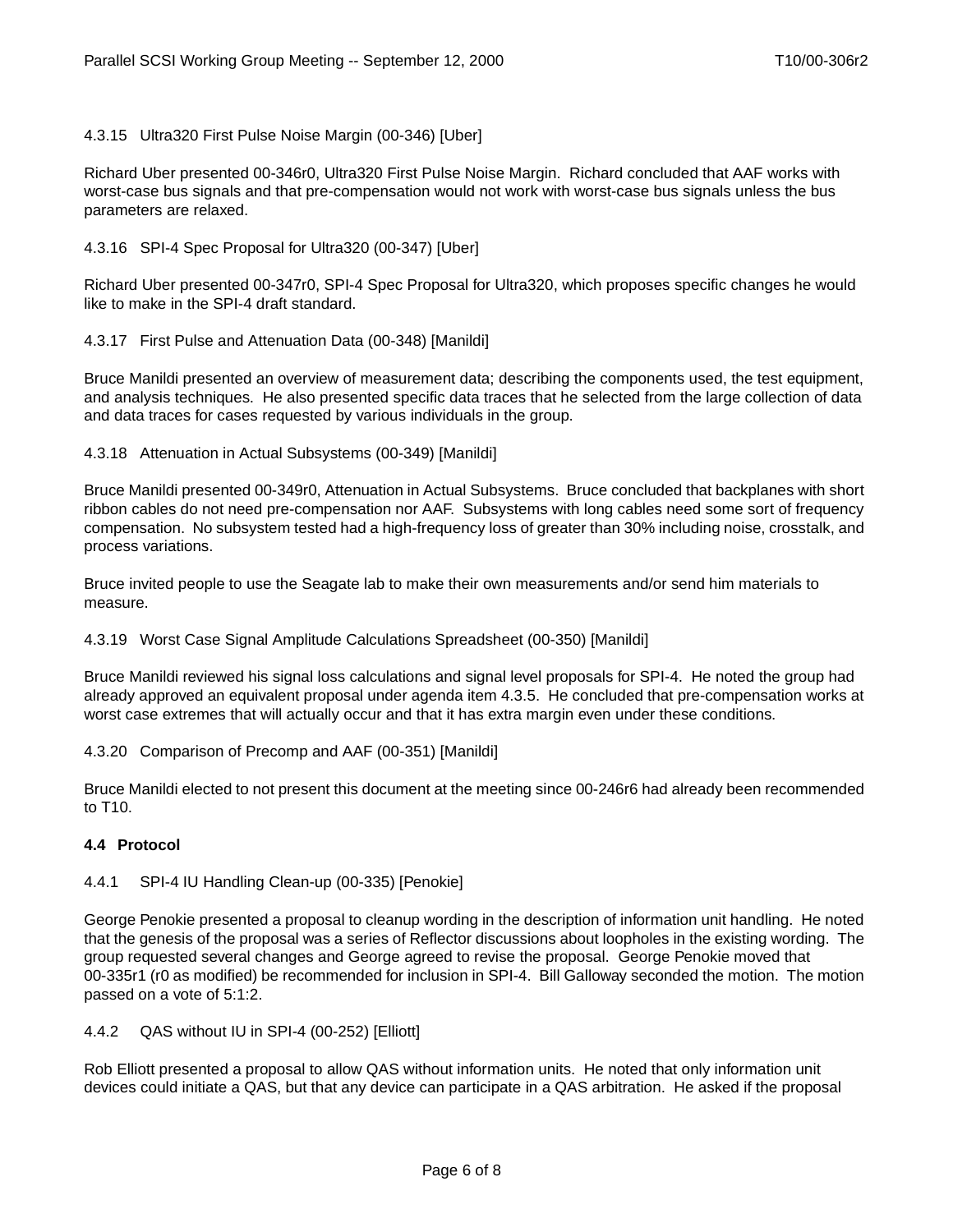4.3.15 Ultra320 First Pulse Noise Margin (00-346) [Uber]

Richard Uber presented 00-346r0, Ultra320 First Pulse Noise Margin. Richard concluded that AAF works with worst-case bus signals and that pre-compensation would not work with worst-case bus signals unless the bus parameters are relaxed.

4.3.16 SPI-4 Spec Proposal for Ultra320 (00-347) [Uber]

Richard Uber presented 00-347r0, SPI-4 Spec Proposal for Ultra320, which proposes specific changes he would like to make in the SPI-4 draft standard.

4.3.17 First Pulse and Attenuation Data (00-348) [Manildi]

Bruce Manildi presented an overview of measurement data; describing the components used, the test equipment, and analysis techniques. He also presented specific data traces that he selected from the large collection of data and data traces for cases requested by various individuals in the group.

4.3.18 Attenuation in Actual Subsystems (00-349) [Manildi]

Bruce Manildi presented 00-349r0, Attenuation in Actual Subsystems. Bruce concluded that backplanes with short ribbon cables do not need pre-compensation nor AAF. Subsystems with long cables need some sort of frequency compensation. No subsystem tested had a high-frequency loss of greater than 30% including noise, crosstalk, and process variations.

Bruce invited people to use the Seagate lab to make their own measurements and/or send him materials to measure.

4.3.19 Worst Case Signal Amplitude Calculations Spreadsheet (00-350) [Manildi]

Bruce Manildi reviewed his signal loss calculations and signal level proposals for SPI-4. He noted the group had already approved an equivalent proposal under agenda item 4.3.5. He concluded that pre-compensation works at worst case extremes that will actually occur and that it has extra margin even under these conditions.

4.3.20 Comparison of Precomp and AAF (00-351) [Manildi]

Bruce Manildi elected to not present this document at the meeting since 00-246r6 had already been recommended to T10.

**4.4 Protocol**

4.4.1 SPI-4 IU Handling Clean-up (00-335) [Penokie]

George Penokie presented a proposal to cleanup wording in the description of information unit handling. He noted that the genesis of the proposal was a series of Reflector discussions about loopholes in the existing wording. The group requested several changes and George agreed to revise the proposal. George Penokie moved that 00-335r1 (r0 as modified) be recommended for inclusion in SPI-4. Bill Galloway seconded the motion. The motion passed on a vote of 5:1:2.

4.4.2 QAS without IU in SPI-4 (00-252) [Elliott]

Rob Elliott presented a proposal to allow QAS without information units. He noted that only information unit devices could initiate a QAS, but that any device can participate in a QAS arbitration. He asked if the proposal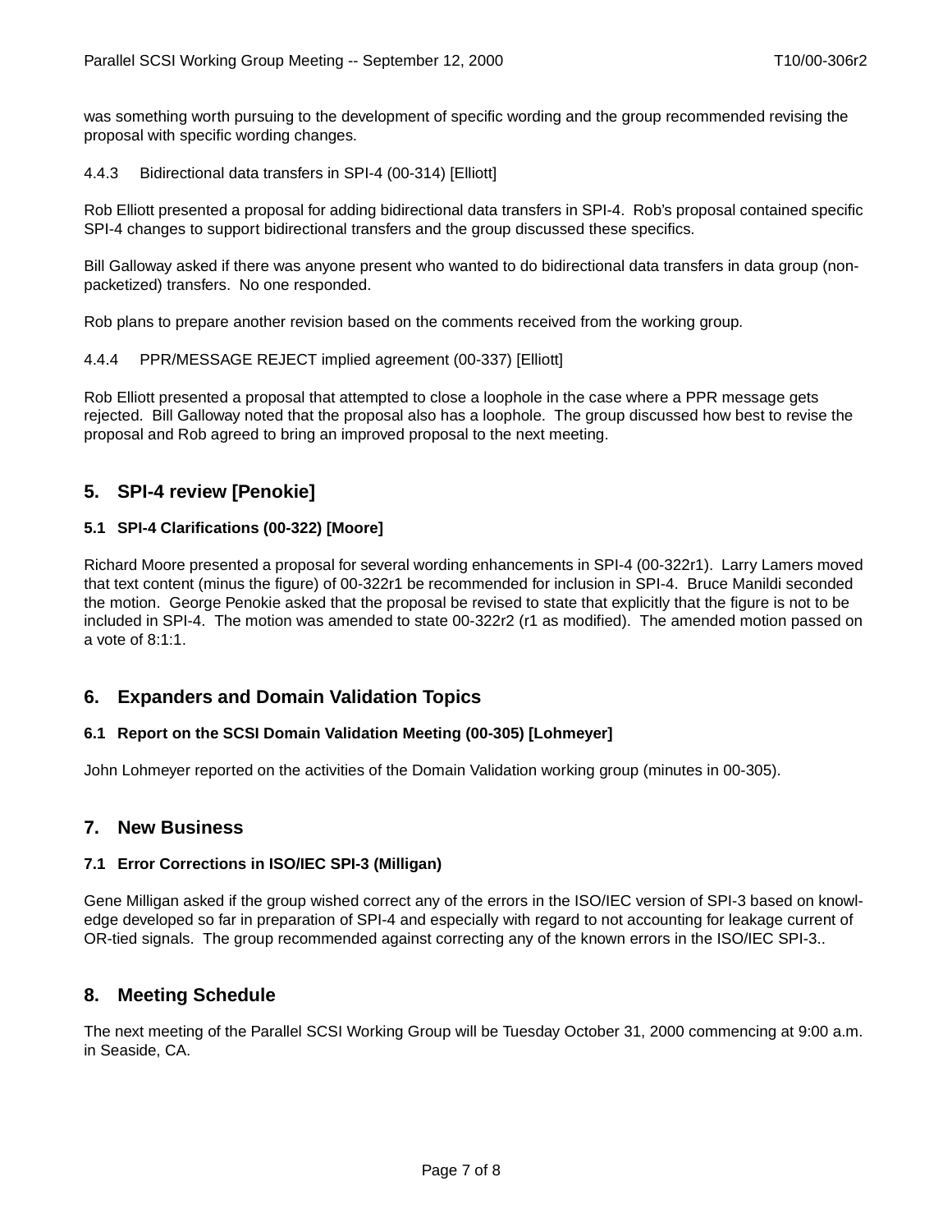was something worth pursuing to the development of specific wording and the group recommended revising the proposal with specific wording changes.

#### 4.4.3 Bidirectional data transfers in SPI-4 (00-314) [Elliott]

Rob Elliott presented a proposal for adding bidirectional data transfers in SPI-4. Rob's proposal contained specific SPI-4 changes to support bidirectional transfers and the group discussed these specifics.

Bill Galloway asked if there was anyone present who wanted to do bidirectional data transfers in data group (non-packetized) transfers. No one responded.

Rob plans to prepare another revision based on the comments received from the working group.

#### 4.4.4 PPR/MESSAGE REJECT implied agreement (00-337) [Elliott]

Rob Elliott presented a proposal that attempted to close a loophole in the case where a PPR message gets rejected. Bill Galloway noted that the proposal also has a loophole. The group discussed how best to revise the proposal and Rob agreed to bring an improved proposal to the next meeting.

## 5. SPI-4 review [Penokie]

### 5.1 SPI-4 Clarifications (00-322) [Moore]

Richard Moore presented a proposal for several wording enhancements in SPI-4 (00-322r1). Larry Lamers moved that text content (minus the figure) of 00-322r1 be recommended for inclusion in SPI-4. Bruce Manildi seconded the motion. George Penokie asked that the proposal be revised to state that explicitly that the figure is not to be included in SPI-4. The motion was amended to state 00-322r2 (r1 as modified). The amended motion passed on a vote of 8:1:1.

## 6. Expanders and Domain Validation Topics

### 6.1 Report on the SCSI Domain Validation Meeting (00-305) [Lohmeyer]

John Lohmeyer reported on the activities of the Domain Validation working group (minutes in 00-305).

## 7. New Business

### 7.1 Error Corrections in ISO/IEC SPI-3 (Milligan)

Gene Milligan asked if the group wished correct any of the errors in the ISO/IEC version of SPI-3 based on knowledge developed so far in preparation of SPI-4 and especially with regard to not accounting for leakage current of OR-tied signals. The group recommended against correcting any of the known errors in the ISO/IEC SPI-3..

## 8. Meeting Schedule

The next meeting of the Parallel SCSI Working Group will be Tuesday October 31, 2000 commencing at 9:00 a.m. in Seaside, CA.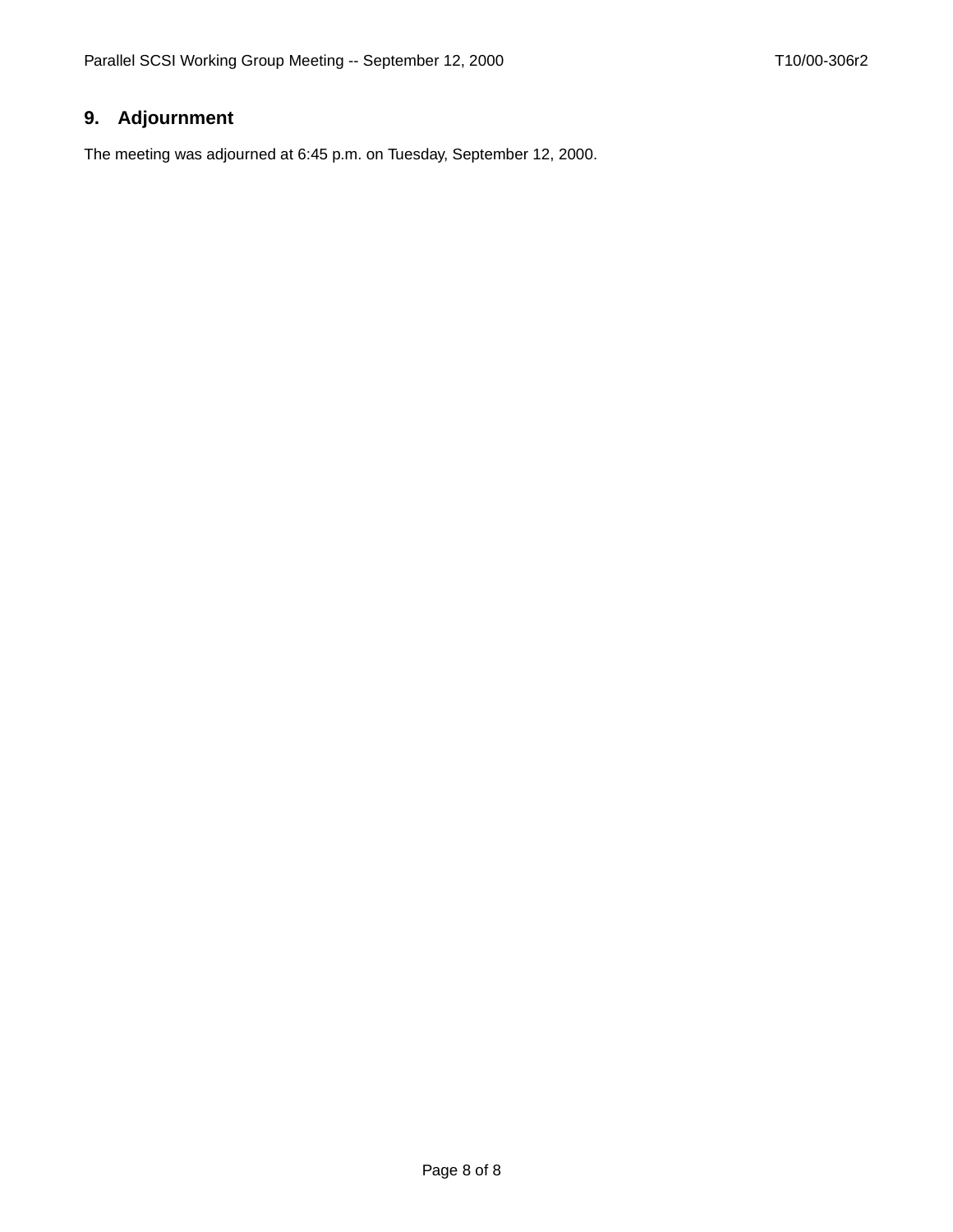## 9. Adjournment

The meeting was adjourned at 6:45 p.m. on Tuesday, September 12, 2000.